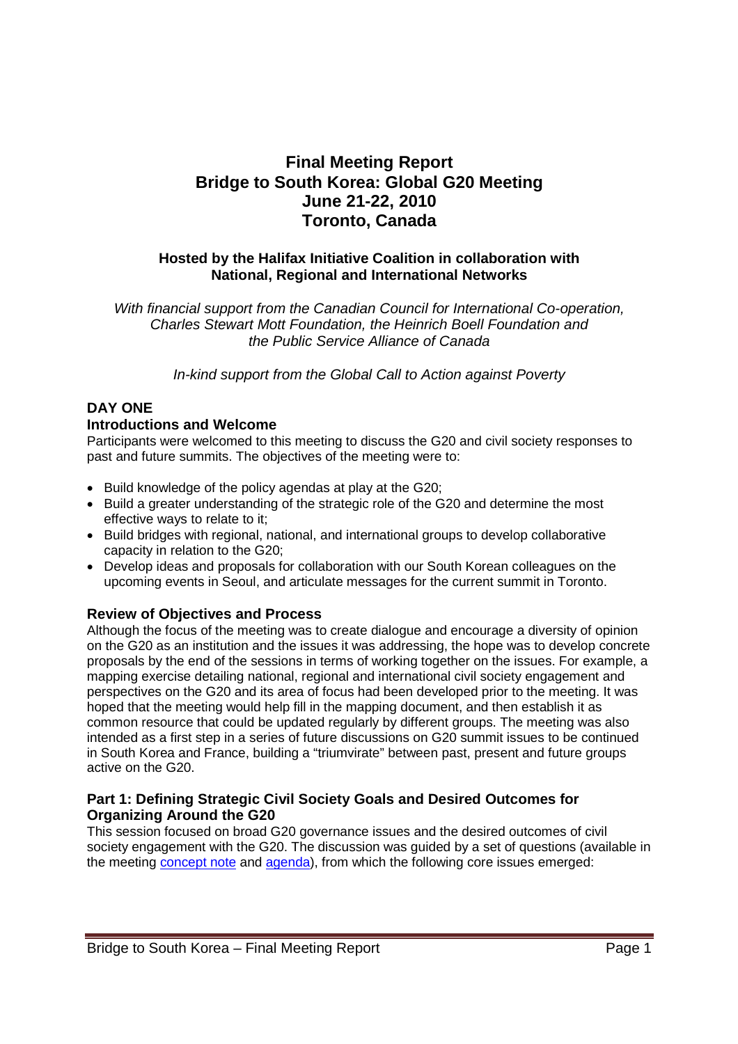# Final Meeting Report
# Bridge to South Korea: Global G20 Meeting
# June 21-22, 2010
# Toronto, Canada

**Hosted by the Halifax Initiative Coalition in collaboration with National, Regional and International Networks**

*With financial support from the Canadian Council for International Co-operation, Charles Stewart Mott Foundation, the Heinrich Boell Foundation and the Public Service Alliance of Canada*

*In-kind support from the Global Call to Action against Poverty*

## DAY ONE

### Introductions and Welcome

Participants were welcomed to this meeting to discuss the G20 and civil society responses to past and future summits. The objectives of the meeting were to:

- Build knowledge of the policy agendas at play at the G20;
- Build a greater understanding of the strategic role of the G20 and determine the most effective ways to relate to it;
- Build bridges with regional, national, and international groups to develop collaborative capacity in relation to the G20;
- Develop ideas and proposals for collaboration with our South Korean colleagues on the upcoming events in Seoul, and articulate messages for the current summit in Toronto.

### Review of Objectives and Process

Although the focus of the meeting was to create dialogue and encourage a diversity of opinion on the G20 as an institution and the issues it was addressing, the hope was to develop concrete proposals by the end of the sessions in terms of working together on the issues. For example, a mapping exercise detailing national, regional and international civil society engagement and perspectives on the G20 and its area of focus had been developed prior to the meeting. It was hoped that the meeting would help fill in the mapping document, and then establish it as common resource that could be updated regularly by different groups. The meeting was also intended as a first step in a series of future discussions on G20 summit issues to be continued in South Korea and France, building a "triumvirate" between past, present and future groups active on the G20.

### Part 1: Defining Strategic Civil Society Goals and Desired Outcomes for Organizing Around the G20

This session focused on broad G20 governance issues and the desired outcomes of civil society engagement with the G20. The discussion was guided by a set of questions (available in the meeting concept note and agenda), from which the following core issues emerged: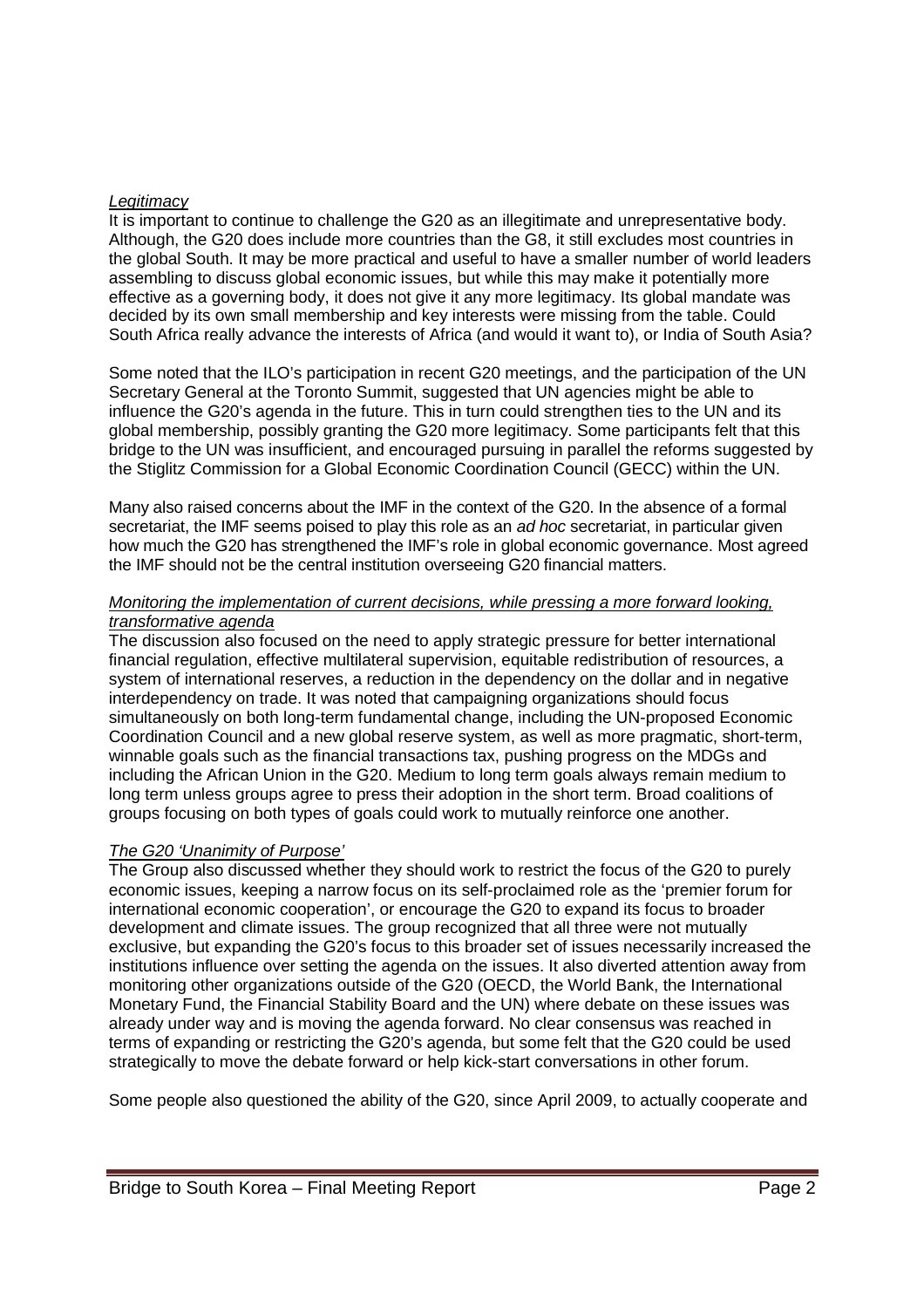*Legitimacy*

It is important to continue to challenge the G20 as an illegitimate and unrepresentative body. Although, the G20 does include more countries than the G8, it still excludes most countries in the global South. It may be more practical and useful to have a smaller number of world leaders assembling to discuss global economic issues, but while this may make it potentially more effective as a governing body, it does not give it any more legitimacy. Its global mandate was decided by its own small membership and key interests were missing from the table. Could South Africa really advance the interests of Africa (and would it want to), or India of South Asia?

Some noted that the ILO's participation in recent G20 meetings, and the participation of the UN Secretary General at the Toronto Summit, suggested that UN agencies might be able to influence the G20's agenda in the future. This in turn could strengthen ties to the UN and its global membership, possibly granting the G20 more legitimacy. Some participants felt that this bridge to the UN was insufficient, and encouraged pursuing in parallel the reforms suggested by the Stiglitz Commission for a Global Economic Coordination Council (GECC) within the UN.

Many also raised concerns about the IMF in the context of the G20. In the absence of a formal secretariat, the IMF seems poised to play this role as an *ad hoc* secretariat, in particular given how much the G20 has strengthened the IMF's role in global economic governance. Most agreed the IMF should not be the central institution overseeing G20 financial matters.

*Monitoring the implementation of current decisions, while pressing a more forward looking, transformative agenda*

The discussion also focused on the need to apply strategic pressure for better international financial regulation, effective multilateral supervision, equitable redistribution of resources, a system of international reserves, a reduction in the dependency on the dollar and in negative interdependency on trade. It was noted that campaigning organizations should focus simultaneously on both long-term fundamental change, including the UN-proposed Economic Coordination Council and a new global reserve system, as well as more pragmatic, short-term, winnable goals such as the financial transactions tax, pushing progress on the MDGs and including the African Union in the G20. Medium to long term goals always remain medium to long term unless groups agree to press their adoption in the short term. Broad coalitions of groups focusing on both types of goals could work to mutually reinforce one another.

*The G20 'Unanimity of Purpose'*

The Group also discussed whether they should work to restrict the focus of the G20 to purely economic issues, keeping a narrow focus on its self-proclaimed role as the 'premier forum for international economic cooperation', or encourage the G20 to expand its focus to broader development and climate issues. The group recognized that all three were not mutually exclusive, but expanding the G20's focus to this broader set of issues necessarily increased the institutions influence over setting the agenda on the issues. It also diverted attention away from monitoring other organizations outside of the G20 (OECD, the World Bank, the International Monetary Fund, the Financial Stability Board and the UN) where debate on these issues was already under way and is moving the agenda forward. No clear consensus was reached in terms of expanding or restricting the G20's agenda, but some felt that the G20 could be used strategically to move the debate forward or help kick-start conversations in other forum.

Some people also questioned the ability of the G20, since April 2009, to actually cooperate and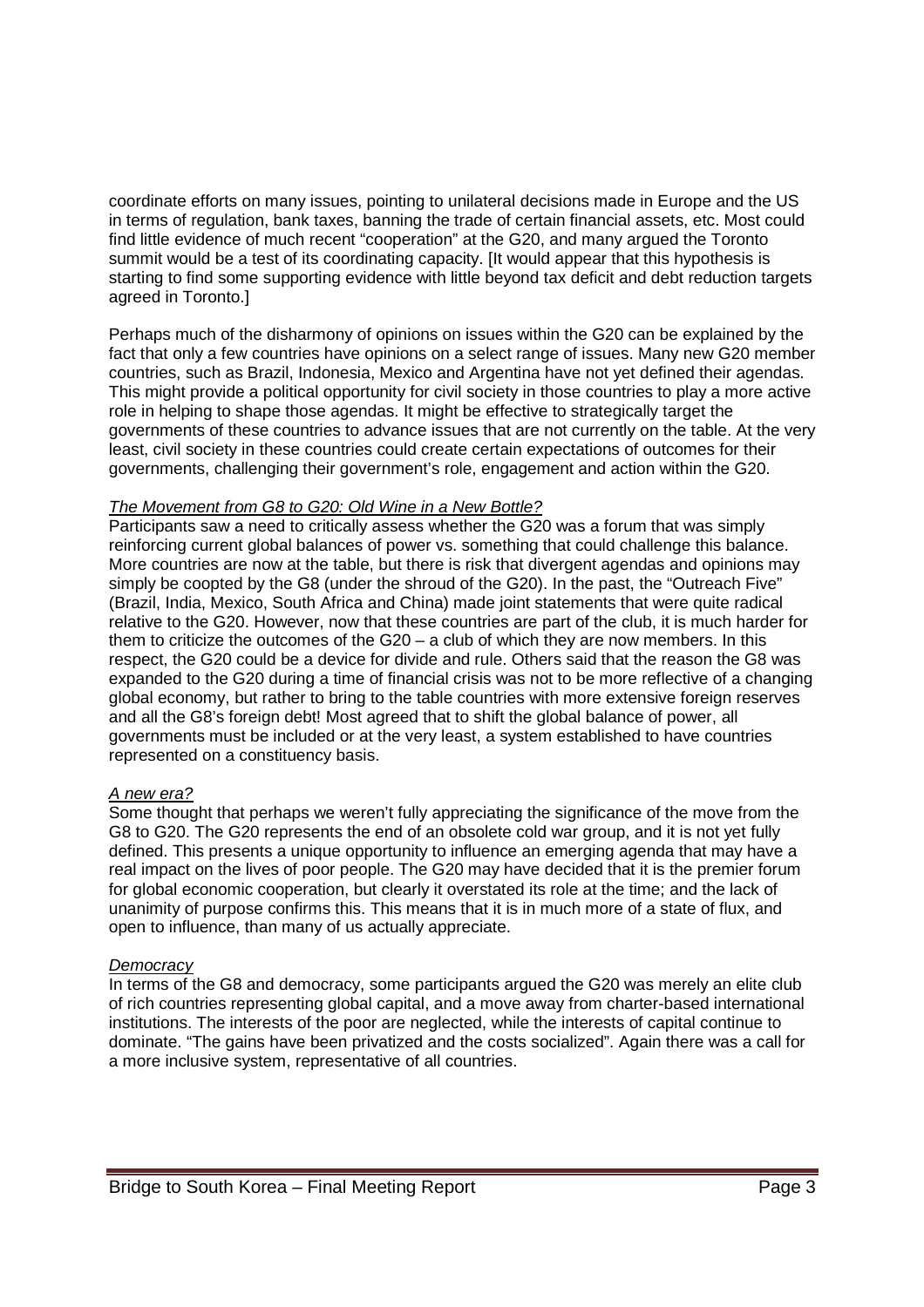coordinate efforts on many issues, pointing to unilateral decisions made in Europe and the US in terms of regulation, bank taxes, banning the trade of certain financial assets, etc. Most could find little evidence of much recent "cooperation" at the G20, and many argued the Toronto summit would be a test of its coordinating capacity. [It would appear that this hypothesis is starting to find some supporting evidence with little beyond tax deficit and debt reduction targets agreed in Toronto.]

Perhaps much of the disharmony of opinions on issues within the G20 can be explained by the fact that only a few countries have opinions on a select range of issues. Many new G20 member countries, such as Brazil, Indonesia, Mexico and Argentina have not yet defined their agendas. This might provide a political opportunity for civil society in those countries to play a more active role in helping to shape those agendas. It might be effective to strategically target the governments of these countries to advance issues that are not currently on the table. At the very least, civil society in these countries could create certain expectations of outcomes for their governments, challenging their government's role, engagement and action within the G20.

### *The Movement from G8 to G20: Old Wine in a New Bottle?*

Participants saw a need to critically assess whether the G20 was a forum that was simply reinforcing current global balances of power vs. something that could challenge this balance. More countries are now at the table, but there is risk that divergent agendas and opinions may simply be coopted by the G8 (under the shroud of the G20). In the past, the "Outreach Five" (Brazil, India, Mexico, South Africa and China) made joint statements that were quite radical relative to the G20. However, now that these countries are part of the club, it is much harder for them to criticize the outcomes of the G20 – a club of which they are now members. In this respect, the G20 could be a device for divide and rule. Others said that the reason the G8 was expanded to the G20 during a time of financial crisis was not to be more reflective of a changing global economy, but rather to bring to the table countries with more extensive foreign reserves and all the G8's foreign debt! Most agreed that to shift the global balance of power, all governments must be included or at the very least, a system established to have countries represented on a constituency basis.

### *A new era?*

Some thought that perhaps we weren't fully appreciating the significance of the move from the G8 to G20. The G20 represents the end of an obsolete cold war group, and it is not yet fully defined. This presents a unique opportunity to influence an emerging agenda that may have a real impact on the lives of poor people. The G20 may have decided that it is the premier forum for global economic cooperation, but clearly it overstated its role at the time; and the lack of unanimity of purpose confirms this. This means that it is in much more of a state of flux, and open to influence, than many of us actually appreciate.

### *Democracy*

In terms of the G8 and democracy, some participants argued the G20 was merely an elite club of rich countries representing global capital, and a move away from charter-based international institutions. The interests of the poor are neglected, while the interests of capital continue to dominate. "The gains have been privatized and the costs socialized". Again there was a call for a more inclusive system, representative of all countries.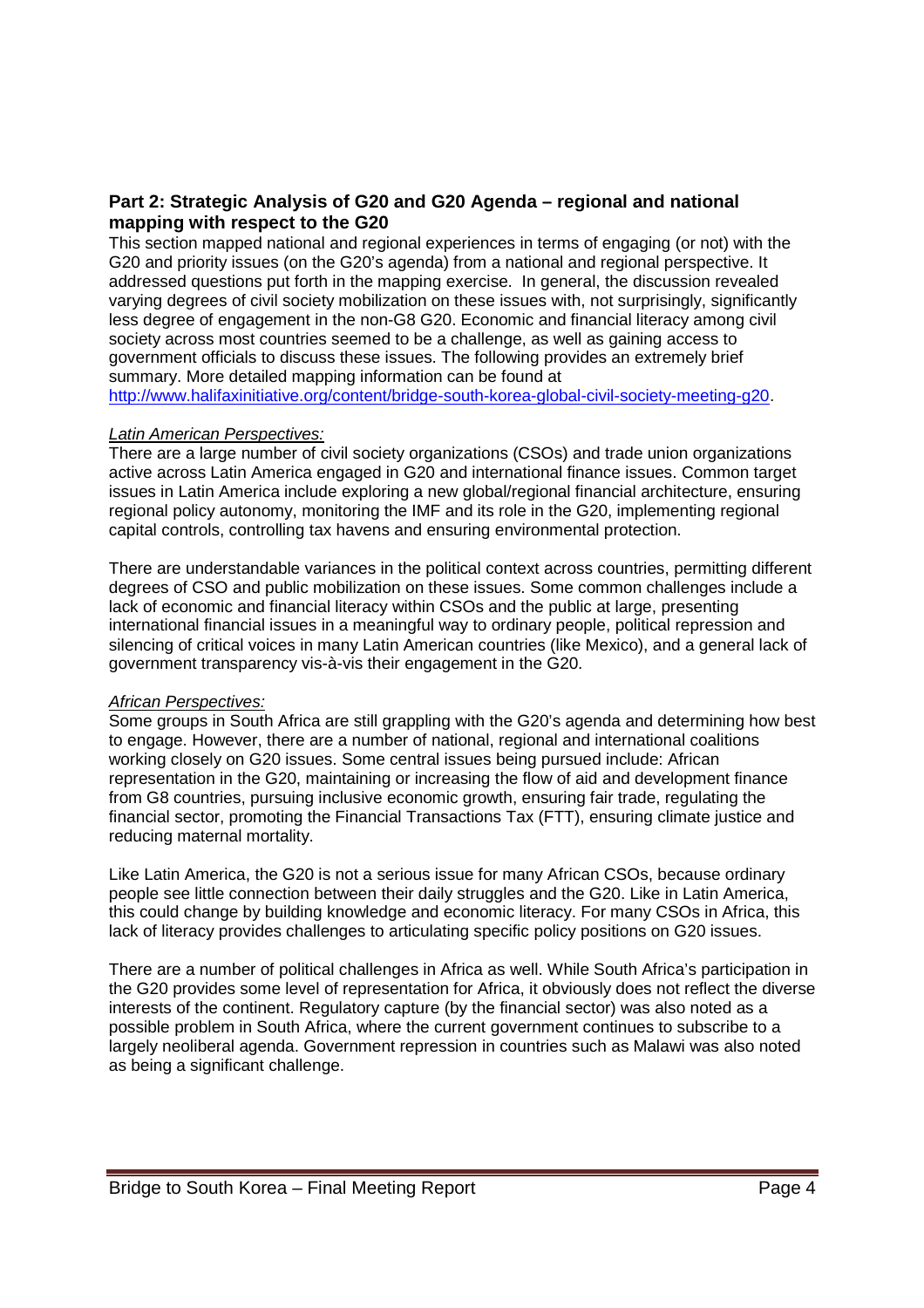## Part 2: Strategic Analysis of G20 and G20 Agenda – regional and national mapping with respect to the G20

This section mapped national and regional experiences in terms of engaging (or not) with the G20 and priority issues (on the G20's agenda) from a national and regional perspective. It addressed questions put forth in the mapping exercise. In general, the discussion revealed varying degrees of civil society mobilization on these issues with, not surprisingly, significantly less degree of engagement in the non-G8 G20. Economic and financial literacy among civil society across most countries seemed to be a challenge, as well as gaining access to government officials to discuss these issues. The following provides an extremely brief summary. More detailed mapping information can be found at http://www.halifaxinitiative.org/content/bridge-south-korea-global-civil-society-meeting-g20.

*Latin American Perspectives:*

There are a large number of civil society organizations (CSOs) and trade union organizations active across Latin America engaged in G20 and international finance issues. Common target issues in Latin America include exploring a new global/regional financial architecture, ensuring regional policy autonomy, monitoring the IMF and its role in the G20, implementing regional capital controls, controlling tax havens and ensuring environmental protection.

There are understandable variances in the political context across countries, permitting different degrees of CSO and public mobilization on these issues. Some common challenges include a lack of economic and financial literacy within CSOs and the public at large, presenting international financial issues in a meaningful way to ordinary people, political repression and silencing of critical voices in many Latin American countries (like Mexico), and a general lack of government transparency vis-à-vis their engagement in the G20.

*African Perspectives:*

Some groups in South Africa are still grappling with the G20's agenda and determining how best to engage. However, there are a number of national, regional and international coalitions working closely on G20 issues. Some central issues being pursued include: African representation in the G20, maintaining or increasing the flow of aid and development finance from G8 countries, pursuing inclusive economic growth, ensuring fair trade, regulating the financial sector, promoting the Financial Transactions Tax (FTT), ensuring climate justice and reducing maternal mortality.

Like Latin America, the G20 is not a serious issue for many African CSOs, because ordinary people see little connection between their daily struggles and the G20. Like in Latin America, this could change by building knowledge and economic literacy. For many CSOs in Africa, this lack of literacy provides challenges to articulating specific policy positions on G20 issues.

There are a number of political challenges in Africa as well. While South Africa's participation in the G20 provides some level of representation for Africa, it obviously does not reflect the diverse interests of the continent. Regulatory capture (by the financial sector) was also noted as a possible problem in South Africa, where the current government continues to subscribe to a largely neoliberal agenda. Government repression in countries such as Malawi was also noted as being a significant challenge.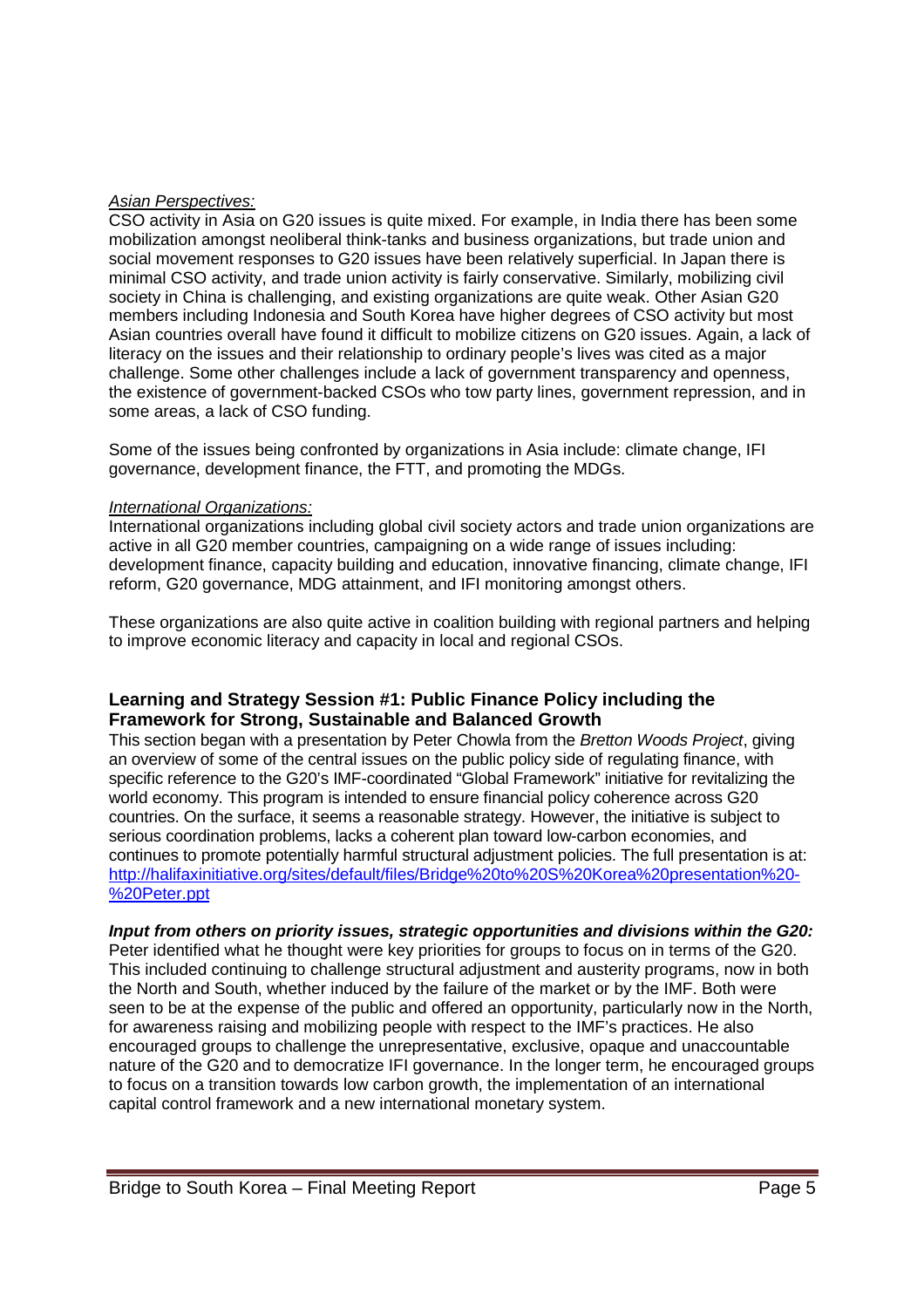*Asian Perspectives:*

CSO activity in Asia on G20 issues is quite mixed. For example, in India there has been some mobilization amongst neoliberal think-tanks and business organizations, but trade union and social movement responses to G20 issues have been relatively superficial. In Japan there is minimal CSO activity, and trade union activity is fairly conservative. Similarly, mobilizing civil society in China is challenging, and existing organizations are quite weak. Other Asian G20 members including Indonesia and South Korea have higher degrees of CSO activity but most Asian countries overall have found it difficult to mobilize citizens on G20 issues. Again, a lack of literacy on the issues and their relationship to ordinary people's lives was cited as a major challenge. Some other challenges include a lack of government transparency and openness, the existence of government-backed CSOs who tow party lines, government repression, and in some areas, a lack of CSO funding.

Some of the issues being confronted by organizations in Asia include: climate change, IFI governance, development finance, the FTT, and promoting the MDGs.

*International Organizations:*

International organizations including global civil society actors and trade union organizations are active in all G20 member countries, campaigning on a wide range of issues including: development finance, capacity building and education, innovative financing, climate change, IFI reform, G20 governance, MDG attainment, and IFI monitoring amongst others.

These organizations are also quite active in coalition building with regional partners and helping to improve economic literacy and capacity in local and regional CSOs.

## Learning and Strategy Session #1: Public Finance Policy including the Framework for Strong, Sustainable and Balanced Growth

This section began with a presentation by Peter Chowla from the *Bretton Woods Project*, giving an overview of some of the central issues on the public policy side of regulating finance, with specific reference to the G20's IMF-coordinated "Global Framework" initiative for revitalizing the world economy. This program is intended to ensure financial policy coherence across G20 countries. On the surface, it seems a reasonable strategy. However, the initiative is subject to serious coordination problems, lacks a coherent plan toward low-carbon economies, and continues to promote potentially harmful structural adjustment policies. The full presentation is at: [http://halifaxinitiative.org/sites/default/files/Bridge%20to%20S%20Korea%20presentation%20-%20Peter.ppt](http://halifaxinitiative.org/sites/default/files/Bridge%20to%20S%20Korea%20presentation%20-%20Peter.ppt)

***Input from others on priority issues, strategic opportunities and divisions within the G20:***

Peter identified what he thought were key priorities for groups to focus on in terms of the G20. This included continuing to challenge structural adjustment and austerity programs, now in both the North and South, whether induced by the failure of the market or by the IMF. Both were seen to be at the expense of the public and offered an opportunity, particularly now in the North, for awareness raising and mobilizing people with respect to the IMF's practices. He also encouraged groups to challenge the unrepresentative, exclusive, opaque and unaccountable nature of the G20 and to democratize IFI governance. In the longer term, he encouraged groups to focus on a transition towards low carbon growth, the implementation of an international capital control framework and a new international monetary system.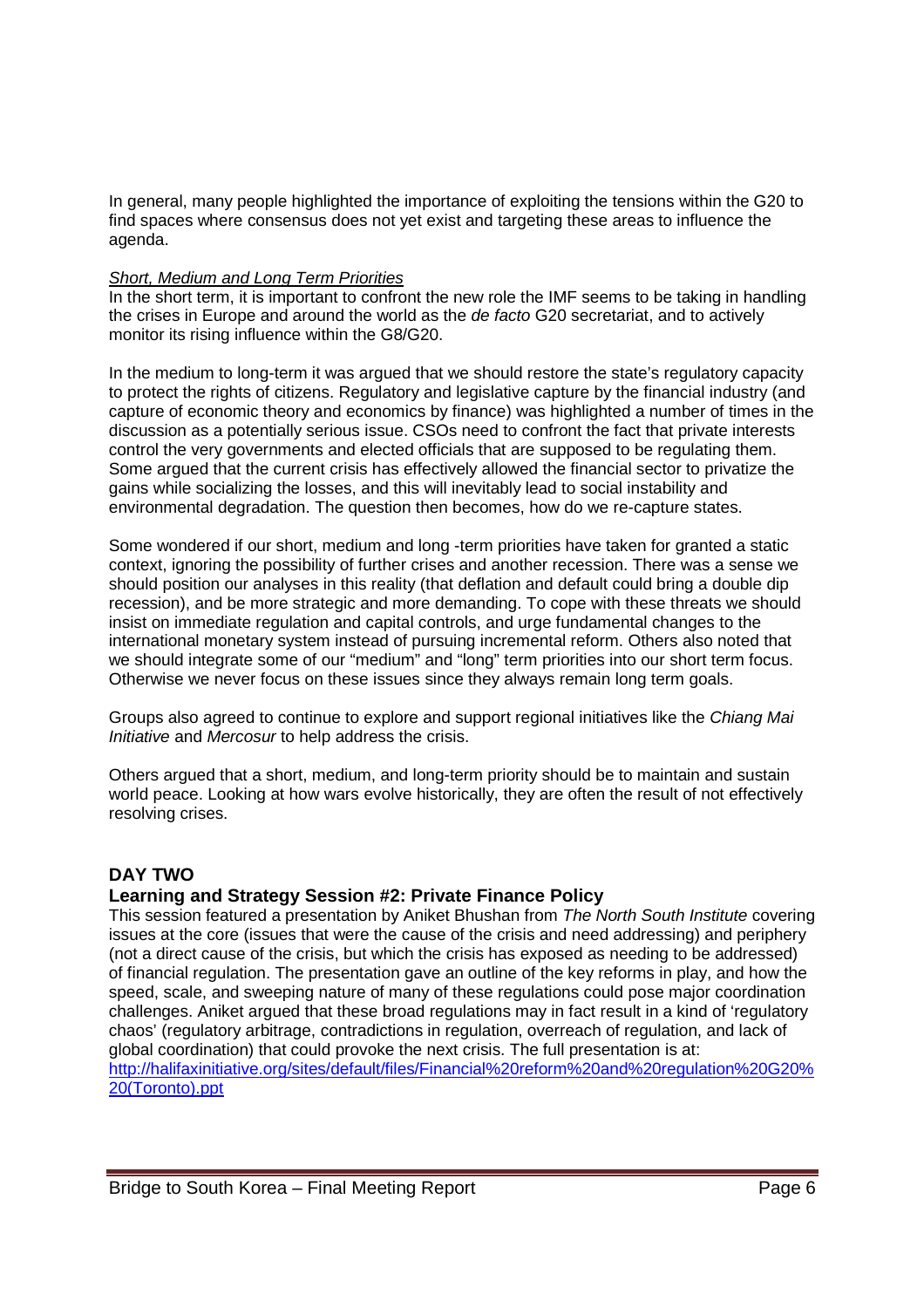In general, many people highlighted the importance of exploiting the tensions within the G20 to find spaces where consensus does not yet exist and targeting these areas to influence the agenda.

*Short, Medium and Long Term Priorities*

In the short term, it is important to confront the new role the IMF seems to be taking in handling the crises in Europe and around the world as the *de facto* G20 secretariat, and to actively monitor its rising influence within the G8/G20.

In the medium to long-term it was argued that we should restore the state's regulatory capacity to protect the rights of citizens. Regulatory and legislative capture by the financial industry (and capture of economic theory and economics by finance) was highlighted a number of times in the discussion as a potentially serious issue. CSOs need to confront the fact that private interests control the very governments and elected officials that are supposed to be regulating them. Some argued that the current crisis has effectively allowed the financial sector to privatize the gains while socializing the losses, and this will inevitably lead to social instability and environmental degradation. The question then becomes, how do we re-capture states.

Some wondered if our short, medium and long -term priorities have taken for granted a static context, ignoring the possibility of further crises and another recession. There was a sense we should position our analyses in this reality (that deflation and default could bring a double dip recession), and be more strategic and more demanding. To cope with these threats we should insist on immediate regulation and capital controls, and urge fundamental changes to the international monetary system instead of pursuing incremental reform. Others also noted that we should integrate some of our "medium" and "long" term priorities into our short term focus. Otherwise we never focus on these issues since they always remain long term goals.

Groups also agreed to continue to explore and support regional initiatives like the *Chiang Mai Initiative* and *Mercosur* to help address the crisis.

Others argued that a short, medium, and long-term priority should be to maintain and sustain world peace. Looking at how wars evolve historically, they are often the result of not effectively resolving crises.

## DAY TWO

### Learning and Strategy Session #2: Private Finance Policy

This session featured a presentation by Aniket Bhushan from *The North South Institute* covering issues at the core (issues that were the cause of the crisis and need addressing) and periphery (not a direct cause of the crisis, but which the crisis has exposed as needing to be addressed) of financial regulation. The presentation gave an outline of the key reforms in play, and how the speed, scale, and sweeping nature of many of these regulations could pose major coordination challenges. Aniket argued that these broad regulations may in fact result in a kind of 'regulatory chaos' (regulatory arbitrage, contradictions in regulation, overreach of regulation, and lack of global coordination) that could provoke the next crisis. The full presentation is at: [http://halifaxinitiative.org/sites/default/files/Financial%20reform%20and%20regulation%20G20%20(Toronto).ppt](http://halifaxinitiative.org/sites/default/files/Financial%20reform%20and%20regulation%20G20%20(Toronto).ppt)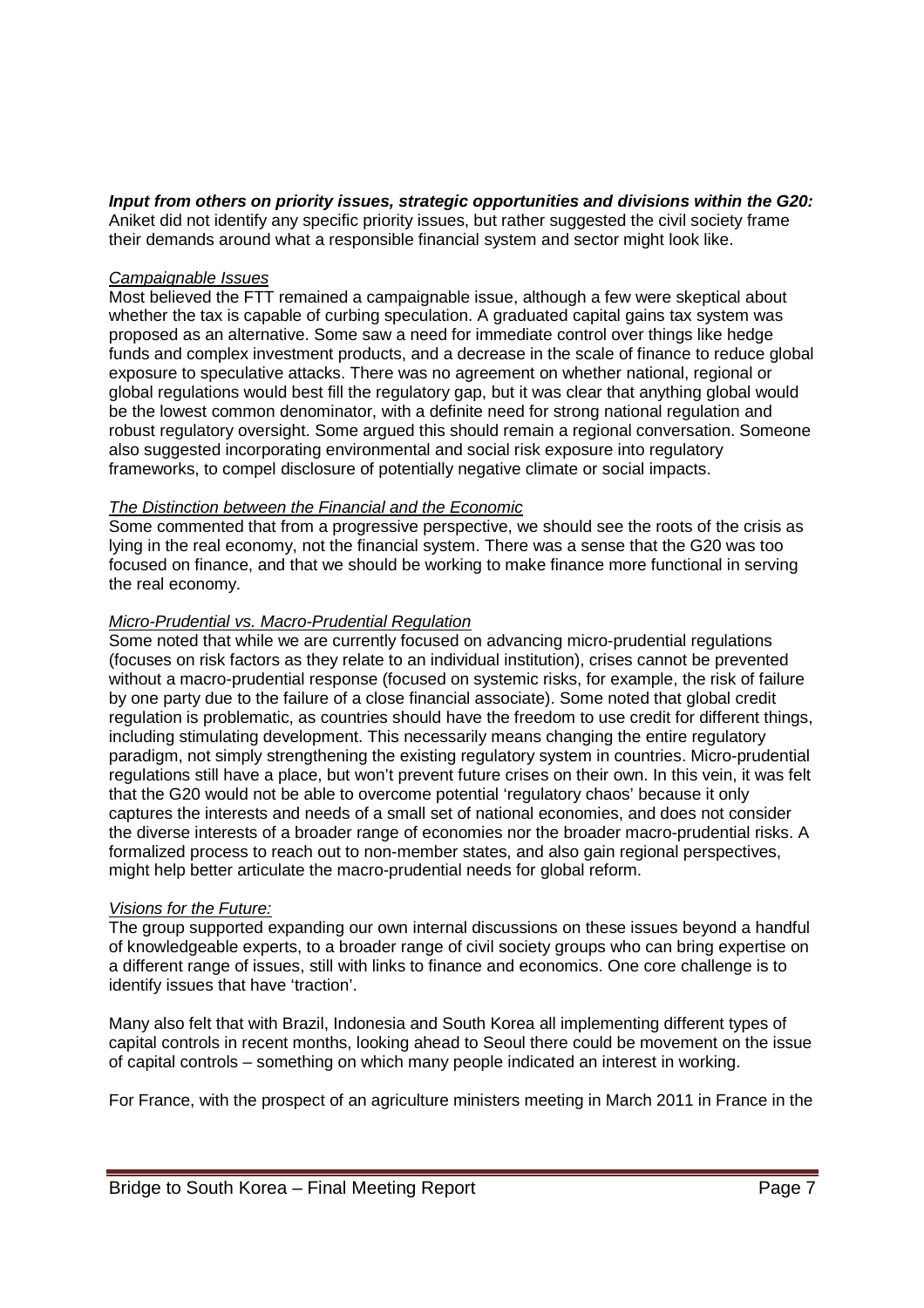***Input from others on priority issues, strategic opportunities and divisions within the G20:*** Aniket did not identify any specific priority issues, but rather suggested the civil society frame their demands around what a responsible financial system and sector might look like.

*Campaignable Issues*

Most believed the FTT remained a campaignable issue, although a few were skeptical about whether the tax is capable of curbing speculation. A graduated capital gains tax system was proposed as an alternative. Some saw a need for immediate control over things like hedge funds and complex investment products, and a decrease in the scale of finance to reduce global exposure to speculative attacks. There was no agreement on whether national, regional or global regulations would best fill the regulatory gap, but it was clear that anything global would be the lowest common denominator, with a definite need for strong national regulation and robust regulatory oversight. Some argued this should remain a regional conversation. Someone also suggested incorporating environmental and social risk exposure into regulatory frameworks, to compel disclosure of potentially negative climate or social impacts.

*The Distinction between the Financial and the Economic*

Some commented that from a progressive perspective, we should see the roots of the crisis as lying in the real economy, not the financial system. There was a sense that the G20 was too focused on finance, and that we should be working to make finance more functional in serving the real economy.

*Micro-Prudential vs. Macro-Prudential Regulation*

Some noted that while we are currently focused on advancing micro-prudential regulations (focuses on risk factors as they relate to an individual institution), crises cannot be prevented without a macro-prudential response (focused on systemic risks, for example, the risk of failure by one party due to the failure of a close financial associate). Some noted that global credit regulation is problematic, as countries should have the freedom to use credit for different things, including stimulating development. This necessarily means changing the entire regulatory paradigm, not simply strengthening the existing regulatory system in countries. Micro-prudential regulations still have a place, but won't prevent future crises on their own. In this vein, it was felt that the G20 would not be able to overcome potential 'regulatory chaos' because it only captures the interests and needs of a small set of national economies, and does not consider the diverse interests of a broader range of economies nor the broader macro-prudential risks. A formalized process to reach out to non-member states, and also gain regional perspectives, might help better articulate the macro-prudential needs for global reform.

*Visions for the Future:*

The group supported expanding our own internal discussions on these issues beyond a handful of knowledgeable experts, to a broader range of civil society groups who can bring expertise on a different range of issues, still with links to finance and economics. One core challenge is to identify issues that have 'traction'.

Many also felt that with Brazil, Indonesia and South Korea all implementing different types of capital controls in recent months, looking ahead to Seoul there could be movement on the issue of capital controls – something on which many people indicated an interest in working.

For France, with the prospect of an agriculture ministers meeting in March 2011 in France in the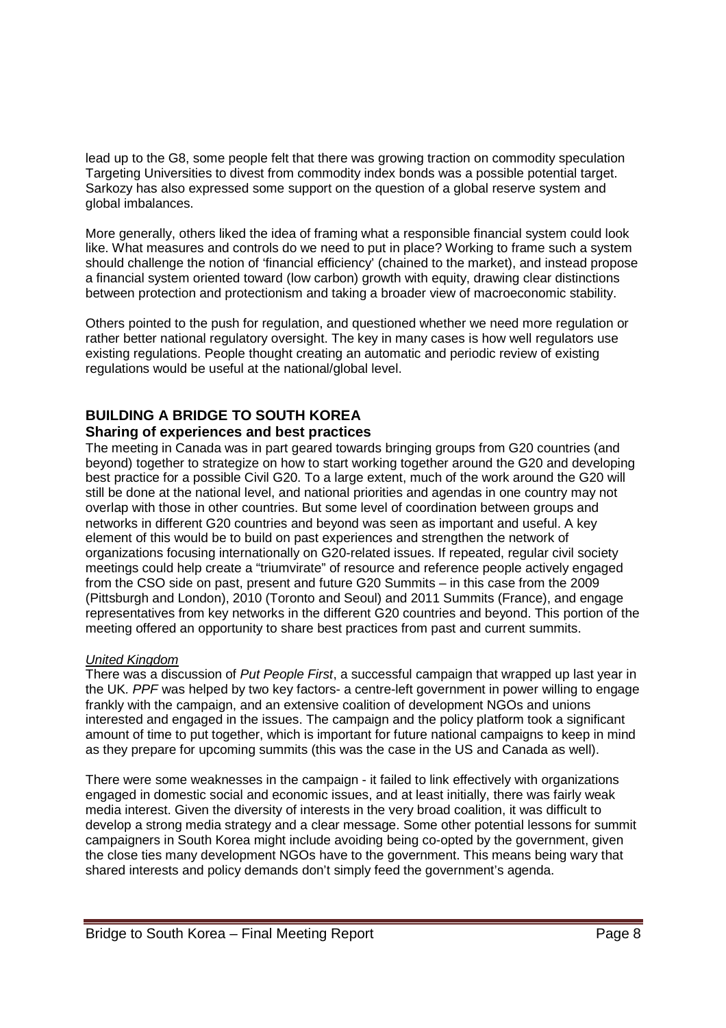lead up to the G8, some people felt that there was growing traction on commodity speculation Targeting Universities to divest from commodity index bonds was a possible potential target. Sarkozy has also expressed some support on the question of a global reserve system and global imbalances.

More generally, others liked the idea of framing what a responsible financial system could look like. What measures and controls do we need to put in place? Working to frame such a system should challenge the notion of 'financial efficiency' (chained to the market), and instead propose a financial system oriented toward (low carbon) growth with equity, drawing clear distinctions between protection and protectionism and taking a broader view of macroeconomic stability.

Others pointed to the push for regulation, and questioned whether we need more regulation or rather better national regulatory oversight. The key in many cases is how well regulators use existing regulations. People thought creating an automatic and periodic review of existing regulations would be useful at the national/global level.

## BUILDING A BRIDGE TO SOUTH KOREA

### Sharing of experiences and best practices

The meeting in Canada was in part geared towards bringing groups from G20 countries (and beyond) together to strategize on how to start working together around the G20 and developing best practice for a possible Civil G20. To a large extent, much of the work around the G20 will still be done at the national level, and national priorities and agendas in one country may not overlap with those in other countries. But some level of coordination between groups and networks in different G20 countries and beyond was seen as important and useful. A key element of this would be to build on past experiences and strengthen the network of organizations focusing internationally on G20-related issues. If repeated, regular civil society meetings could help create a "triumvirate" of resource and reference people actively engaged from the CSO side on past, present and future G20 Summits – in this case from the 2009 (Pittsburgh and London), 2010 (Toronto and Seoul) and 2011 Summits (France), and engage representatives from key networks in the different G20 countries and beyond. This portion of the meeting offered an opportunity to share best practices from past and current summits.

#### United Kingdom

There was a discussion of *Put People First*, a successful campaign that wrapped up last year in the UK. *PPF* was helped by two key factors- a centre-left government in power willing to engage frankly with the campaign, and an extensive coalition of development NGOs and unions interested and engaged in the issues. The campaign and the policy platform took a significant amount of time to put together, which is important for future national campaigns to keep in mind as they prepare for upcoming summits (this was the case in the US and Canada as well).

There were some weaknesses in the campaign - it failed to link effectively with organizations engaged in domestic social and economic issues, and at least initially, there was fairly weak media interest. Given the diversity of interests in the very broad coalition, it was difficult to develop a strong media strategy and a clear message. Some other potential lessons for summit campaigners in South Korea might include avoiding being co-opted by the government, given the close ties many development NGOs have to the government. This means being wary that shared interests and policy demands don't simply feed the government's agenda.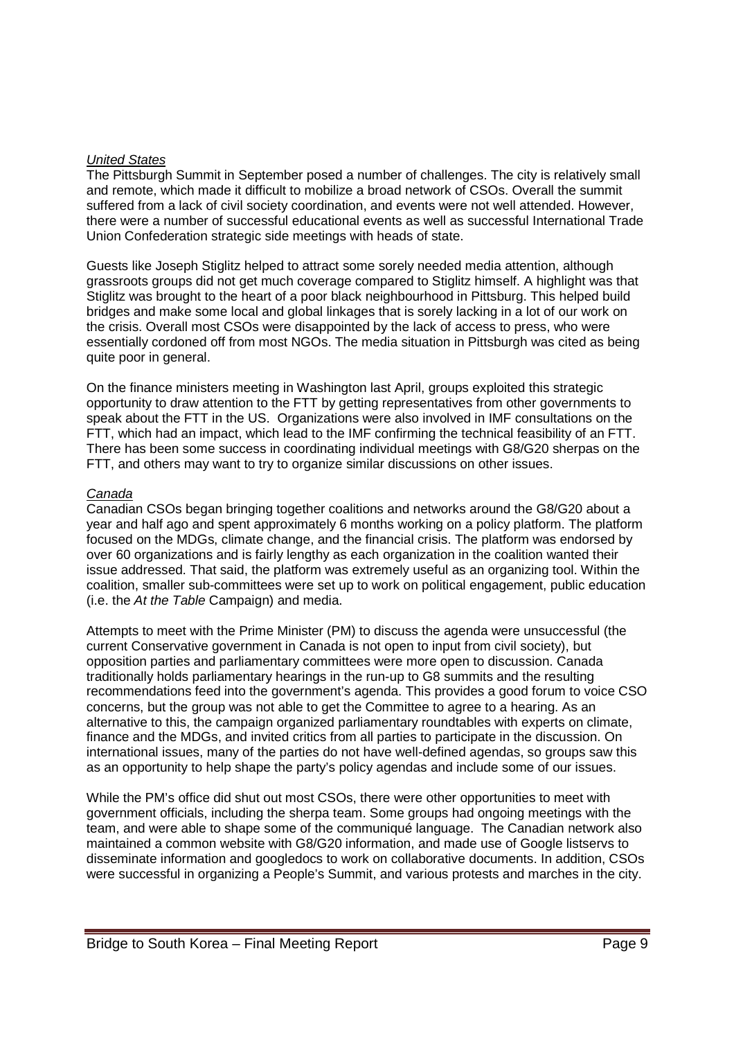*United States*

The Pittsburgh Summit in September posed a number of challenges. The city is relatively small and remote, which made it difficult to mobilize a broad network of CSOs. Overall the summit suffered from a lack of civil society coordination, and events were not well attended. However, there were a number of successful educational events as well as successful International Trade Union Confederation strategic side meetings with heads of state.

Guests like Joseph Stiglitz helped to attract some sorely needed media attention, although grassroots groups did not get much coverage compared to Stiglitz himself. A highlight was that Stiglitz was brought to the heart of a poor black neighbourhood in Pittsburg. This helped build bridges and make some local and global linkages that is sorely lacking in a lot of our work on the crisis. Overall most CSOs were disappointed by the lack of access to press, who were essentially cordoned off from most NGOs. The media situation in Pittsburgh was cited as being quite poor in general.

On the finance ministers meeting in Washington last April, groups exploited this strategic opportunity to draw attention to the FTT by getting representatives from other governments to speak about the FTT in the US. Organizations were also involved in IMF consultations on the FTT, which had an impact, which lead to the IMF confirming the technical feasibility of an FTT. There has been some success in coordinating individual meetings with G8/G20 sherpas on the FTT, and others may want to try to organize similar discussions on other issues.

*Canada*

Canadian CSOs began bringing together coalitions and networks around the G8/G20 about a year and half ago and spent approximately 6 months working on a policy platform. The platform focused on the MDGs, climate change, and the financial crisis. The platform was endorsed by over 60 organizations and is fairly lengthy as each organization in the coalition wanted their issue addressed. That said, the platform was extremely useful as an organizing tool. Within the coalition, smaller sub-committees were set up to work on political engagement, public education (i.e. the *At the Table* Campaign) and media.

Attempts to meet with the Prime Minister (PM) to discuss the agenda were unsuccessful (the current Conservative government in Canada is not open to input from civil society), but opposition parties and parliamentary committees were more open to discussion. Canada traditionally holds parliamentary hearings in the run-up to G8 summits and the resulting recommendations feed into the government's agenda. This provides a good forum to voice CSO concerns, but the group was not able to get the Committee to agree to a hearing. As an alternative to this, the campaign organized parliamentary roundtables with experts on climate, finance and the MDGs, and invited critics from all parties to participate in the discussion. On international issues, many of the parties do not have well-defined agendas, so groups saw this as an opportunity to help shape the party's policy agendas and include some of our issues.

While the PM's office did shut out most CSOs, there were other opportunities to meet with government officials, including the sherpa team. Some groups had ongoing meetings with the team, and were able to shape some of the communiqué language. The Canadian network also maintained a common website with G8/G20 information, and made use of Google listservs to disseminate information and googledocs to work on collaborative documents. In addition, CSOs were successful in organizing a People's Summit, and various protests and marches in the city.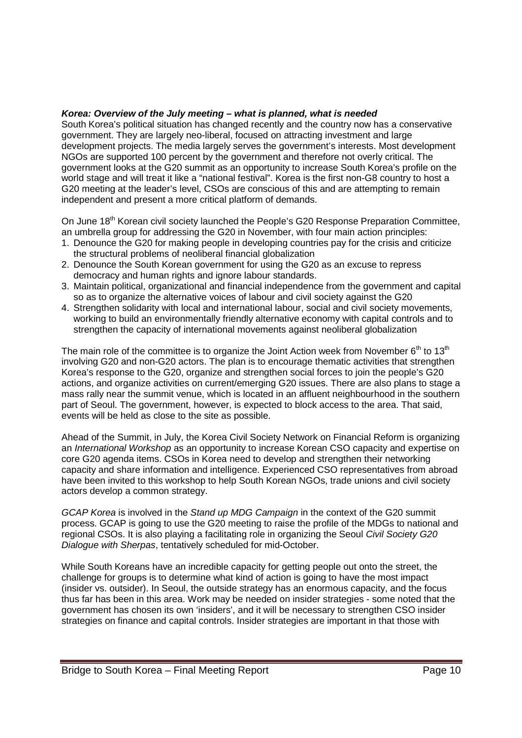***Korea: Overview of the July meeting – what is planned, what is needed***

South Korea's political situation has changed recently and the country now has a conservative government. They are largely neo-liberal, focused on attracting investment and large development projects. The media largely serves the government's interests. Most development NGOs are supported 100 percent by the government and therefore not overly critical. The government looks at the G20 summit as an opportunity to increase South Korea's profile on the world stage and will treat it like a "national festival". Korea is the first non-G8 country to host a G20 meeting at the leader's level, CSOs are conscious of this and are attempting to remain independent and present a more critical platform of demands.

On June 18th Korean civil society launched the People's G20 Response Preparation Committee, an umbrella group for addressing the G20 in November, with four main action principles:

1. Denounce the G20 for making people in developing countries pay for the crisis and criticize the structural problems of neoliberal financial globalization
2. Denounce the South Korean government for using the G20 as an excuse to repress democracy and human rights and ignore labour standards.
3. Maintain political, organizational and financial independence from the government and capital so as to organize the alternative voices of labour and civil society against the G20
4. Strengthen solidarity with local and international labour, social and civil society movements, working to build an environmentally friendly alternative economy with capital controls and to strengthen the capacity of international movements against neoliberal globalization

The main role of the committee is to organize the Joint Action week from November 6th to 13th involving G20 and non-G20 actors. The plan is to encourage thematic activities that strengthen Korea's response to the G20, organize and strengthen social forces to join the people's G20 actions, and organize activities on current/emerging G20 issues. There are also plans to stage a mass rally near the summit venue, which is located in an affluent neighbourhood in the southern part of Seoul. The government, however, is expected to block access to the area. That said, events will be held as close to the site as possible.

Ahead of the Summit, in July, the Korea Civil Society Network on Financial Reform is organizing an *International Workshop* as an opportunity to increase Korean CSO capacity and expertise on core G20 agenda items. CSOs in Korea need to develop and strengthen their networking capacity and share information and intelligence. Experienced CSO representatives from abroad have been invited to this workshop to help South Korean NGOs, trade unions and civil society actors develop a common strategy.

*GCAP Korea* is involved in the *Stand up MDG Campaign* in the context of the G20 summit process. GCAP is going to use the G20 meeting to raise the profile of the MDGs to national and regional CSOs. It is also playing a facilitating role in organizing the Seoul *Civil Society G20 Dialogue with Sherpas*, tentatively scheduled for mid-October.

While South Koreans have an incredible capacity for getting people out onto the street, the challenge for groups is to determine what kind of action is going to have the most impact (insider vs. outsider). In Seoul, the outside strategy has an enormous capacity, and the focus thus far has been in this area. Work may be needed on insider strategies - some noted that the government has chosen its own 'insiders', and it will be necessary to strengthen CSO insider strategies on finance and capital controls. Insider strategies are important in that those with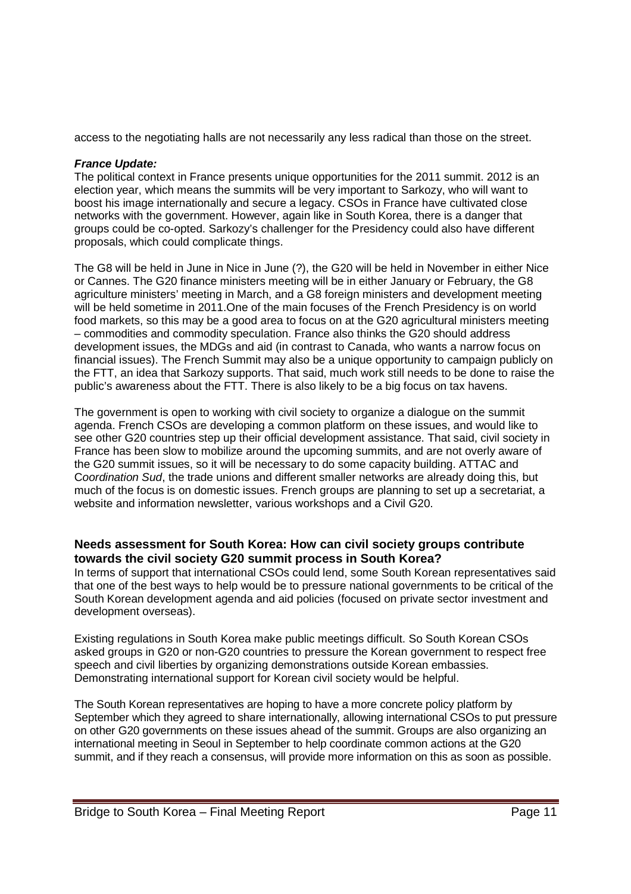access to the negotiating halls are not necessarily any less radical than those on the street.

***France Update:***

The political context in France presents unique opportunities for the 2011 summit. 2012 is an election year, which means the summits will be very important to Sarkozy, who will want to boost his image internationally and secure a legacy. CSOs in France have cultivated close networks with the government. However, again like in South Korea, there is a danger that groups could be co-opted. Sarkozy's challenger for the Presidency could also have different proposals, which could complicate things.

The G8 will be held in June in Nice in June (?), the G20 will be held in November in either Nice or Cannes. The G20 finance ministers meeting will be in either January or February, the G8 agriculture ministers' meeting in March, and a G8 foreign ministers and development meeting will be held sometime in 2011.One of the main focuses of the French Presidency is on world food markets, so this may be a good area to focus on at the G20 agricultural ministers meeting – commodities and commodity speculation. France also thinks the G20 should address development issues, the MDGs and aid (in contrast to Canada, who wants a narrow focus on financial issues). The French Summit may also be a unique opportunity to campaign publicly on the FTT, an idea that Sarkozy supports. That said, much work still needs to be done to raise the public's awareness about the FTT. There is also likely to be a big focus on tax havens.

The government is open to working with civil society to organize a dialogue on the summit agenda. French CSOs are developing a common platform on these issues, and would like to see other G20 countries step up their official development assistance. That said, civil society in France has been slow to mobilize around the upcoming summits, and are not overly aware of the G20 summit issues, so it will be necessary to do some capacity building. ATTAC and C*oordination Sud*, the trade unions and different smaller networks are already doing this, but much of the focus is on domestic issues. French groups are planning to set up a secretariat, a website and information newsletter, various workshops and a Civil G20.

### Needs assessment for South Korea: How can civil society groups contribute towards the civil society G20 summit process in South Korea?

In terms of support that international CSOs could lend, some South Korean representatives said that one of the best ways to help would be to pressure national governments to be critical of the South Korean development agenda and aid policies (focused on private sector investment and development overseas).

Existing regulations in South Korea make public meetings difficult. So South Korean CSOs asked groups in G20 or non-G20 countries to pressure the Korean government to respect free speech and civil liberties by organizing demonstrations outside Korean embassies. Demonstrating international support for Korean civil society would be helpful.

The South Korean representatives are hoping to have a more concrete policy platform by September which they agreed to share internationally, allowing international CSOs to put pressure on other G20 governments on these issues ahead of the summit. Groups are also organizing an international meeting in Seoul in September to help coordinate common actions at the G20 summit, and if they reach a consensus, will provide more information on this as soon as possible.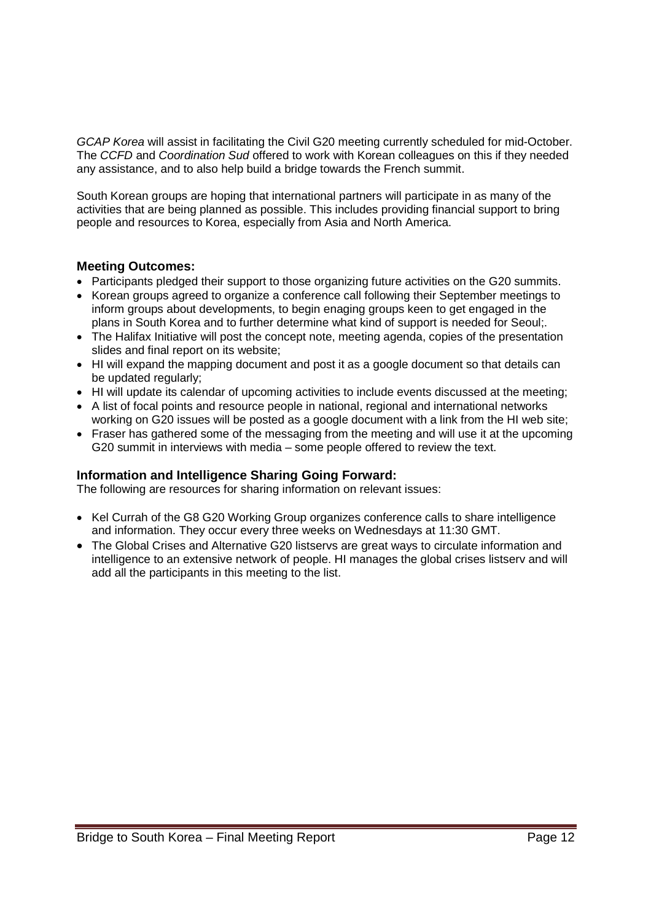*GCAP Korea* will assist in facilitating the Civil G20 meeting currently scheduled for mid-October. The *CCFD* and *Coordination Sud* offered to work with Korean colleagues on this if they needed any assistance, and to also help build a bridge towards the French summit.

South Korean groups are hoping that international partners will participate in as many of the activities that are being planned as possible. This includes providing financial support to bring people and resources to Korea, especially from Asia and North America.

### Meeting Outcomes:

- Participants pledged their support to those organizing future activities on the G20 summits.
- Korean groups agreed to organize a conference call following their September meetings to inform groups about developments, to begin enaging groups keen to get engaged in the plans in South Korea and to further determine what kind of support is needed for Seoul;.
- The Halifax Initiative will post the concept note, meeting agenda, copies of the presentation slides and final report on its website;
- HI will expand the mapping document and post it as a google document so that details can be updated regularly;
- HI will update its calendar of upcoming activities to include events discussed at the meeting;
- A list of focal points and resource people in national, regional and international networks working on G20 issues will be posted as a google document with a link from the HI web site;
- Fraser has gathered some of the messaging from the meeting and will use it at the upcoming G20 summit in interviews with media – some people offered to review the text.

### Information and Intelligence Sharing Going Forward:

The following are resources for sharing information on relevant issues:

- Kel Currah of the G8 G20 Working Group organizes conference calls to share intelligence and information. They occur every three weeks on Wednesdays at 11:30 GMT.
- The Global Crises and Alternative G20 listservs are great ways to circulate information and intelligence to an extensive network of people. HI manages the global crises listserv and will add all the participants in this meeting to the list.